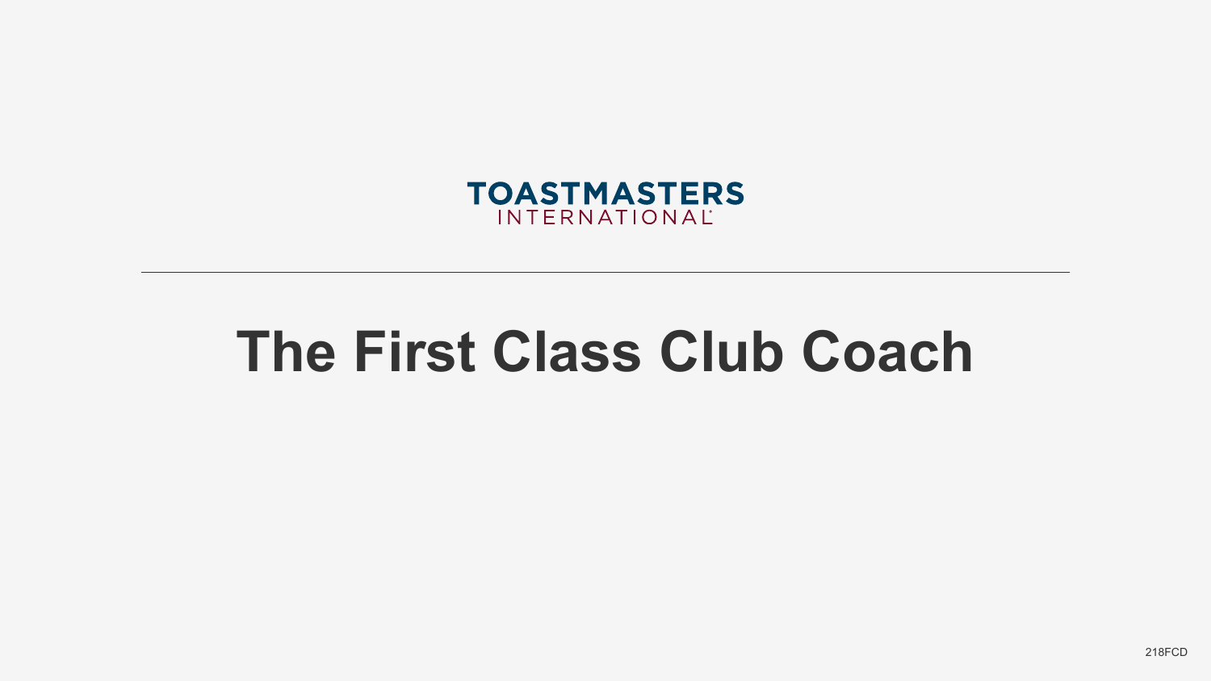TOASTMASTERS INTERNATIONAL

# The First Class Club Coach

218FCD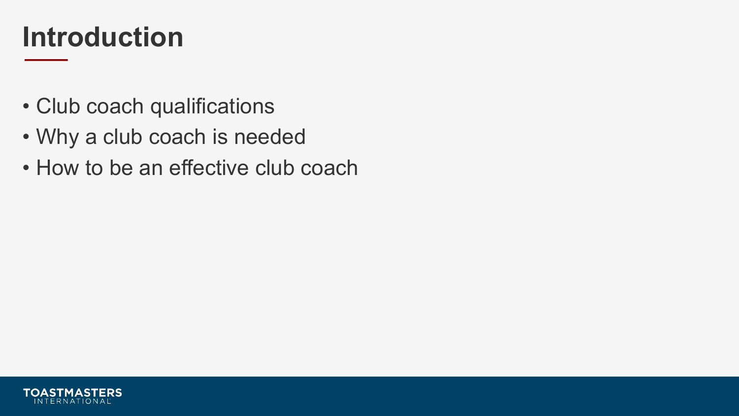# Introduction

- Club coach qualifications
- Why a club coach is needed
- How to be an effective club coach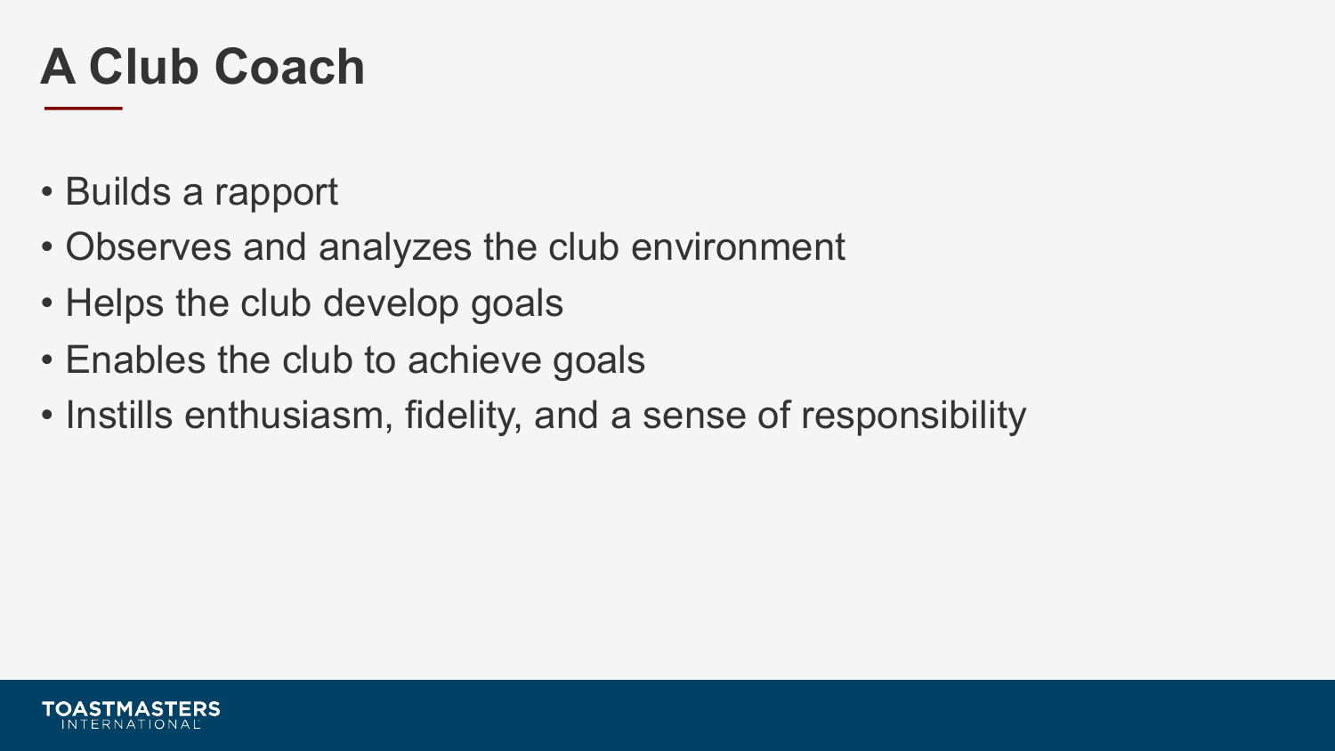# A Club Coach

- Builds a rapport
- Observes and analyzes the club environment
- Helps the club develop goals
- Enables the club to achieve goals
- Instills enthusiasm, fidelity, and a sense of responsibility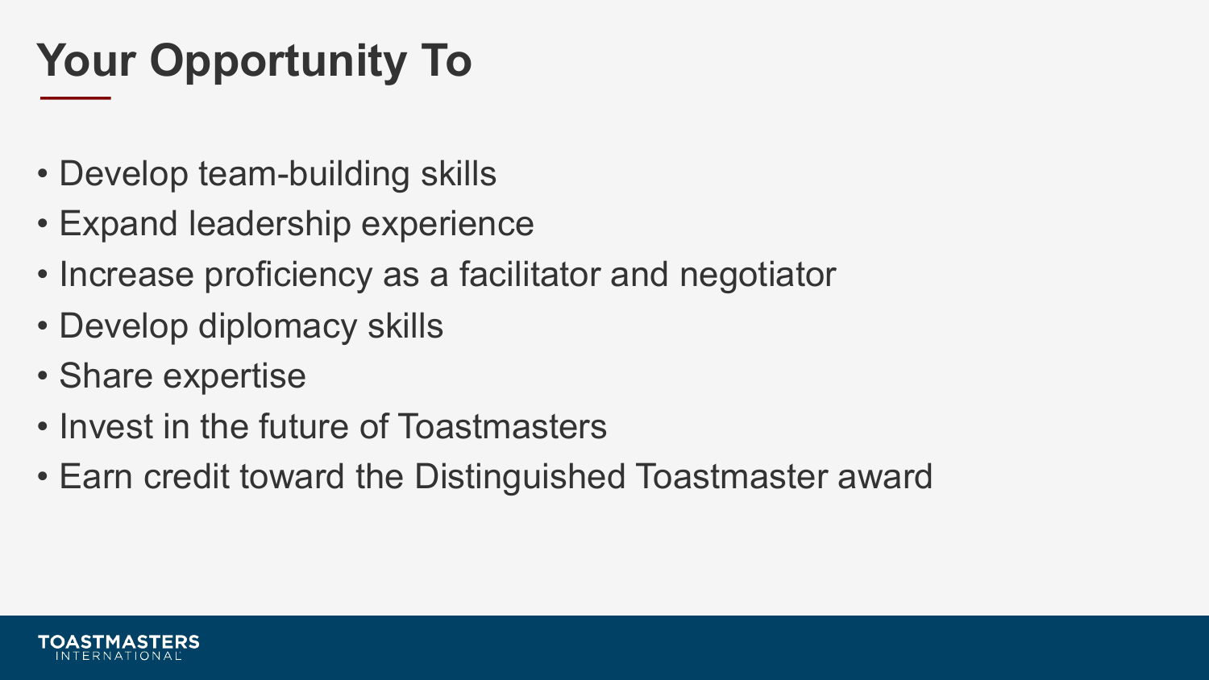# Your Opportunity To

- Develop team-building skills
- Expand leadership experience
- Increase proficiency as a facilitator and negotiator
- Develop diplomacy skills
- Share expertise
- Invest in the future of Toastmasters
- Earn credit toward the Distinguished Toastmaster award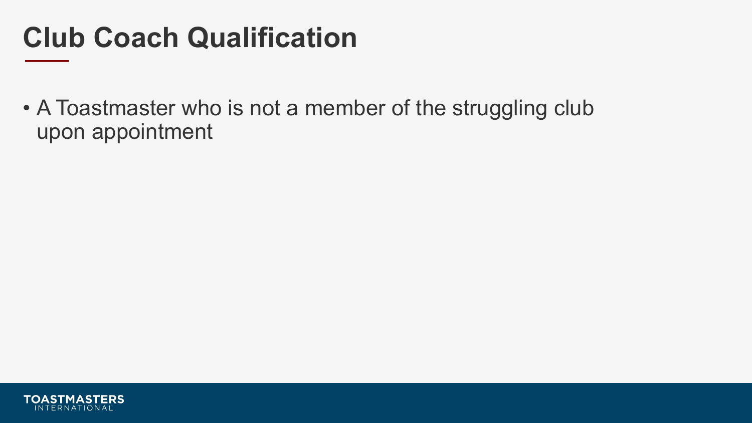# Club Coach Qualification

- A Toastmaster who is not a member of the struggling club upon appointment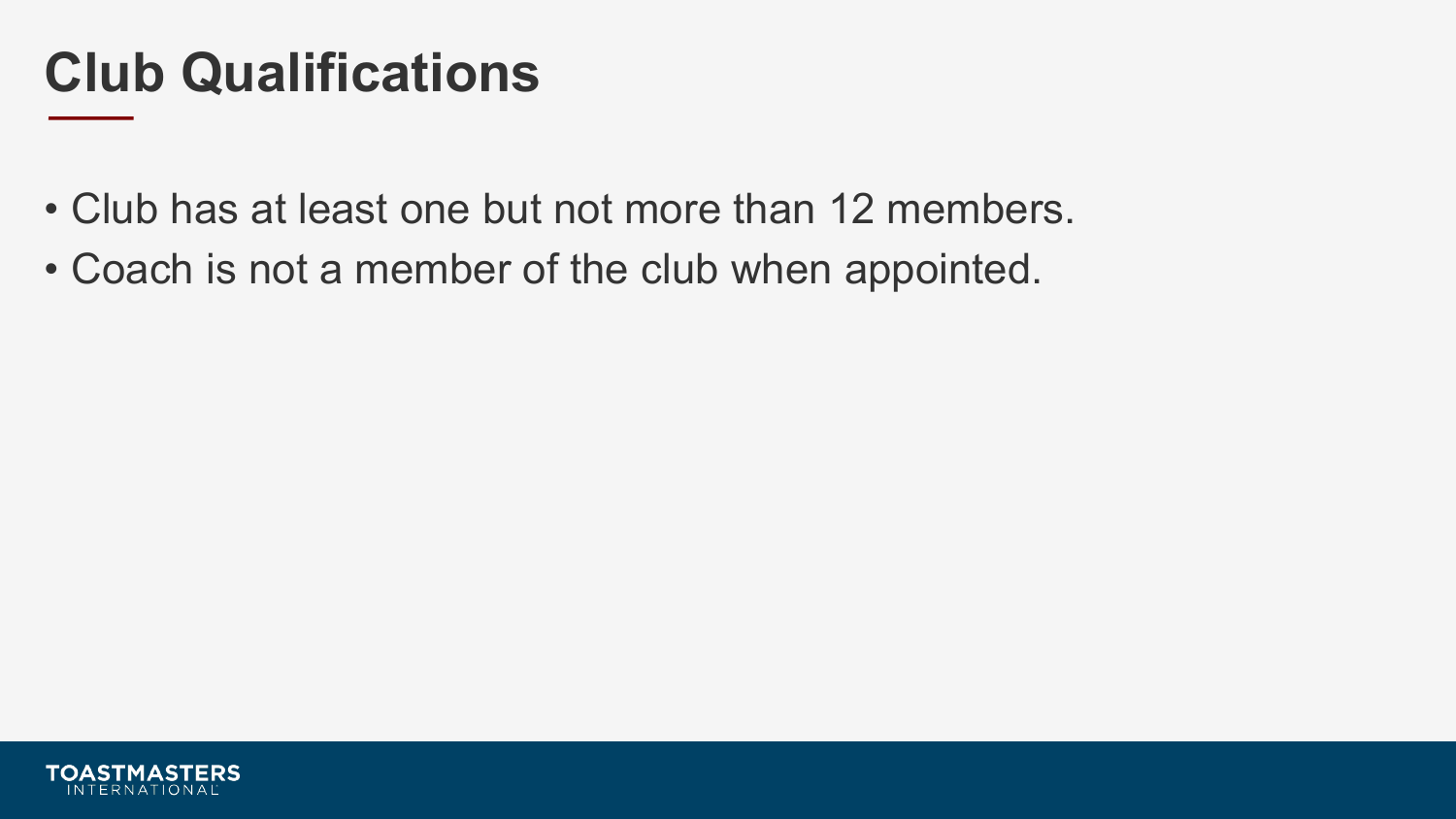# Club Qualifications

- Club has at least one but not more than 12 members.
- Coach is not a member of the club when appointed.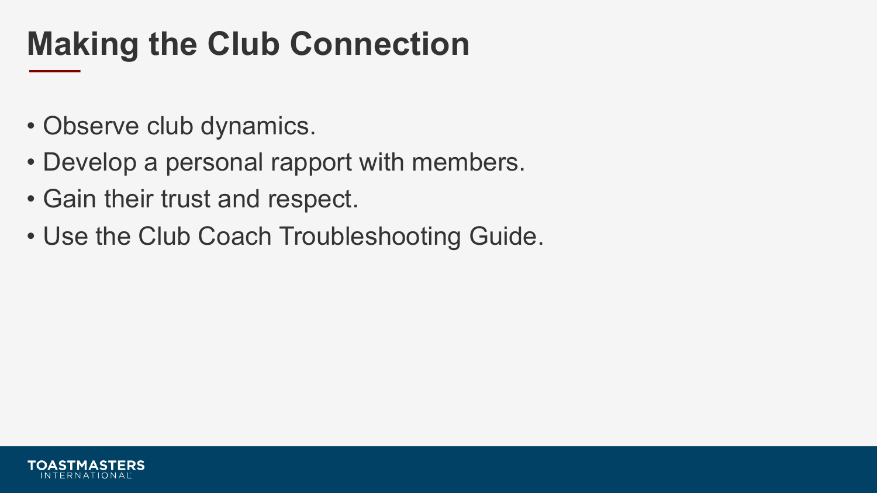# Making the Club Connection

- Observe club dynamics.
- Develop a personal rapport with members.
- Gain their trust and respect.
- Use the Club Coach Troubleshooting Guide.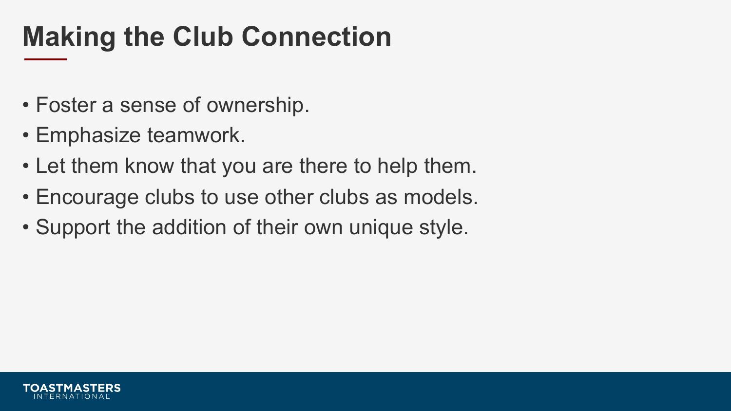# Making the Club Connection

- Foster a sense of ownership.
- Emphasize teamwork.
- Let them know that you are there to help them.
- Encourage clubs to use other clubs as models.
- Support the addition of their own unique style.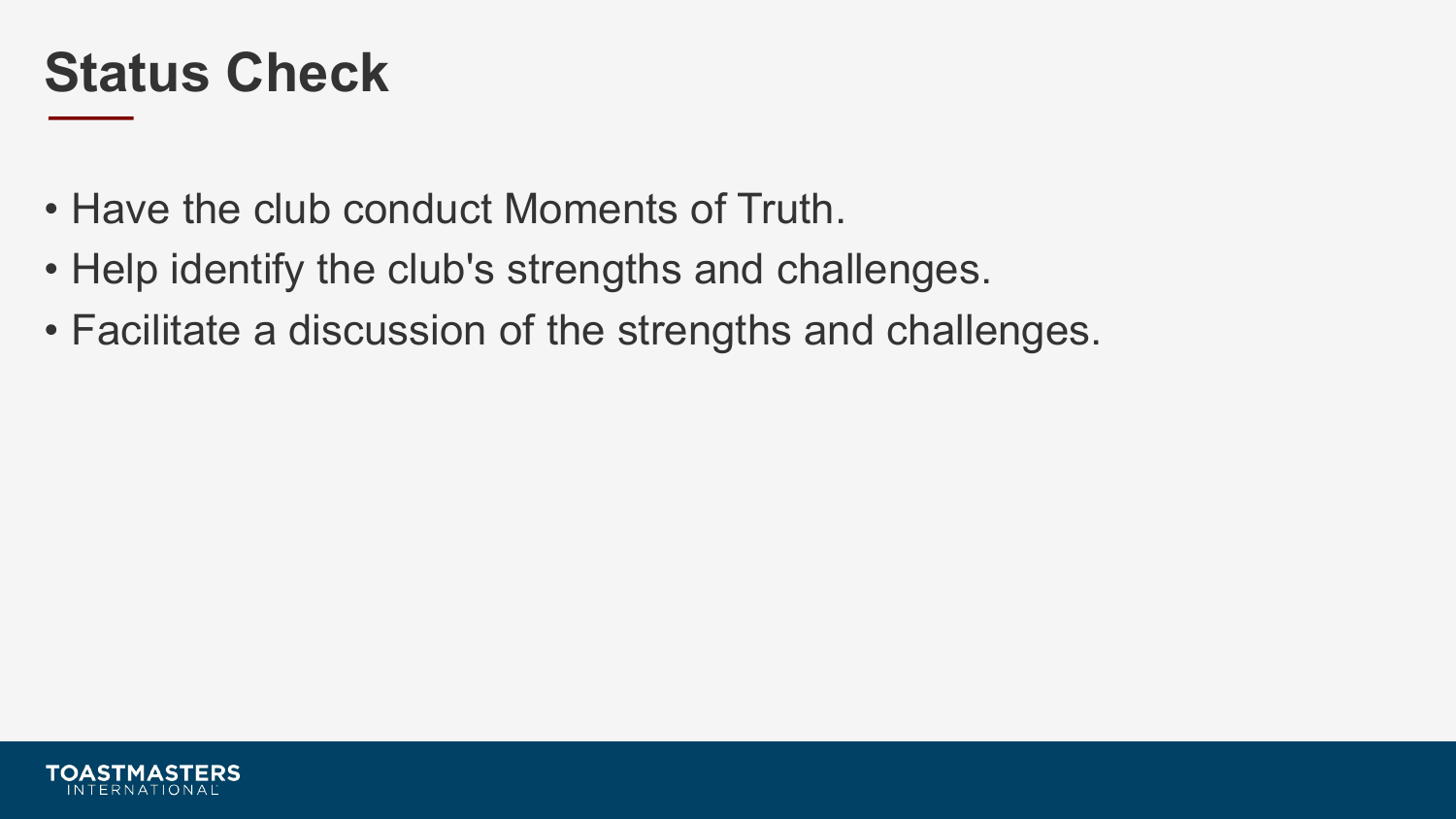# Status Check

- Have the club conduct Moments of Truth.
- Help identify the club's strengths and challenges.
- Facilitate a discussion of the strengths and challenges.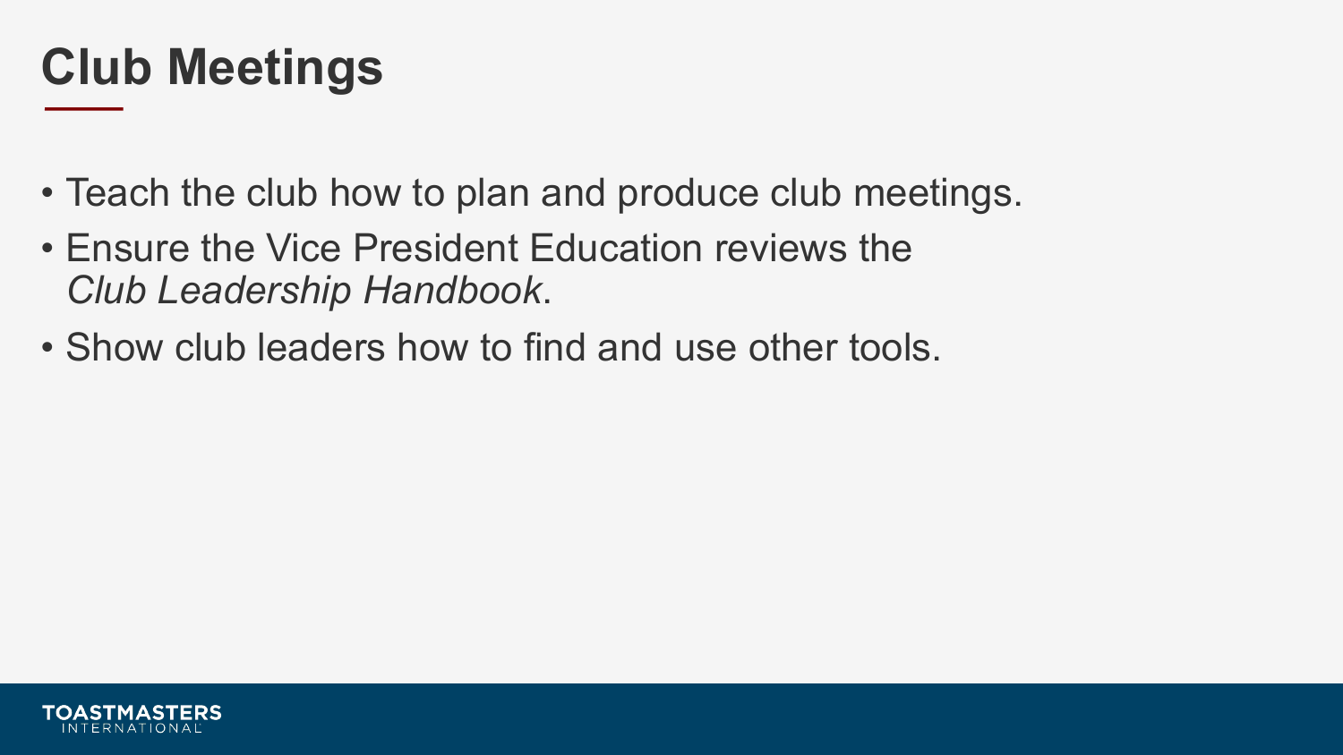# Club Meetings

- Teach the club how to plan and produce club meetings.
- Ensure the Vice President Education reviews the *Club Leadership Handbook*.
- Show club leaders how to find and use other tools.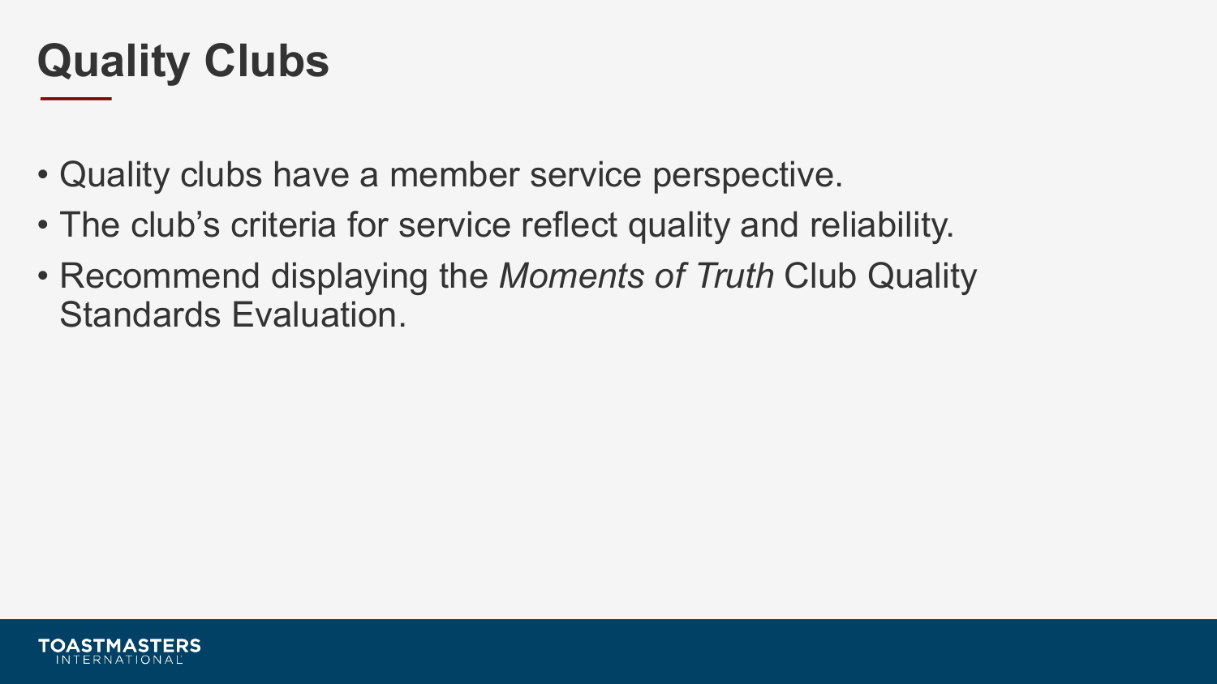# Quality Clubs

- Quality clubs have a member service perspective.
- The club's criteria for service reflect quality and reliability.
- Recommend displaying the *Moments of Truth* Club Quality Standards Evaluation.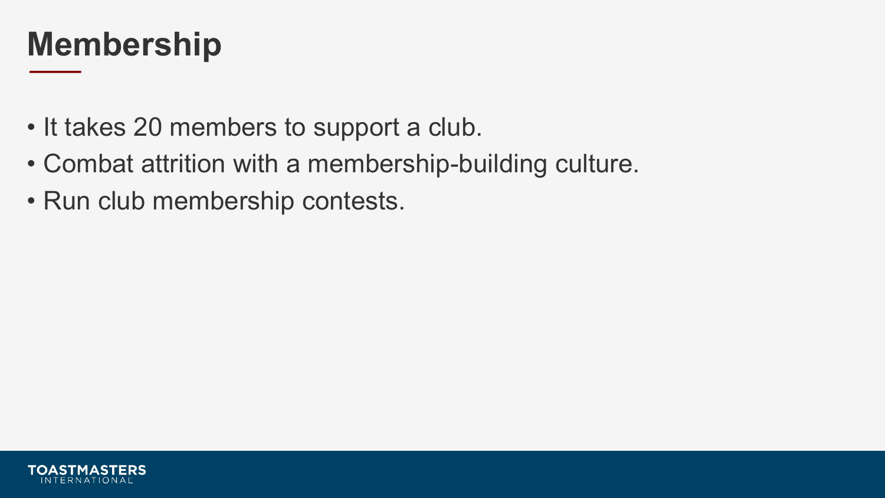# Membership

- It takes 20 members to support a club.
- Combat attrition with a membership-building culture.
- Run club membership contests.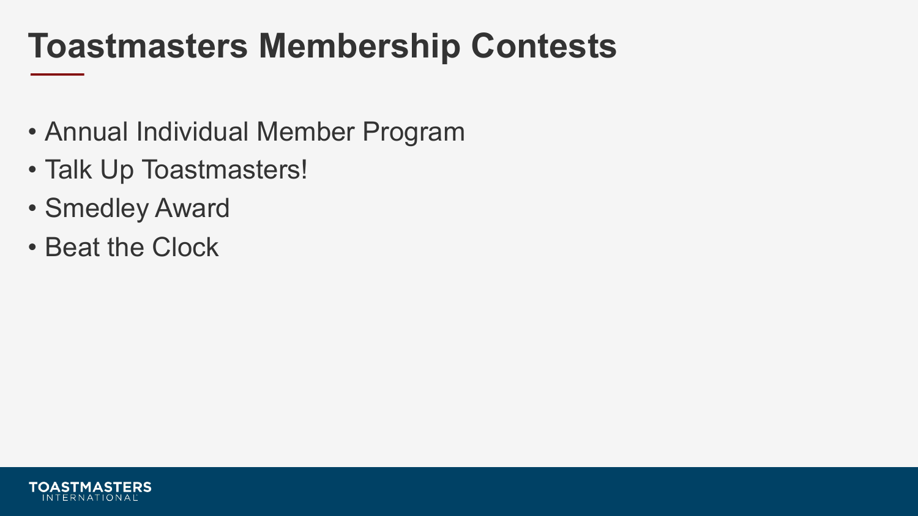# Toastmasters Membership Contests

- Annual Individual Member Program
- Talk Up Toastmasters!
- Smedley Award
- Beat the Clock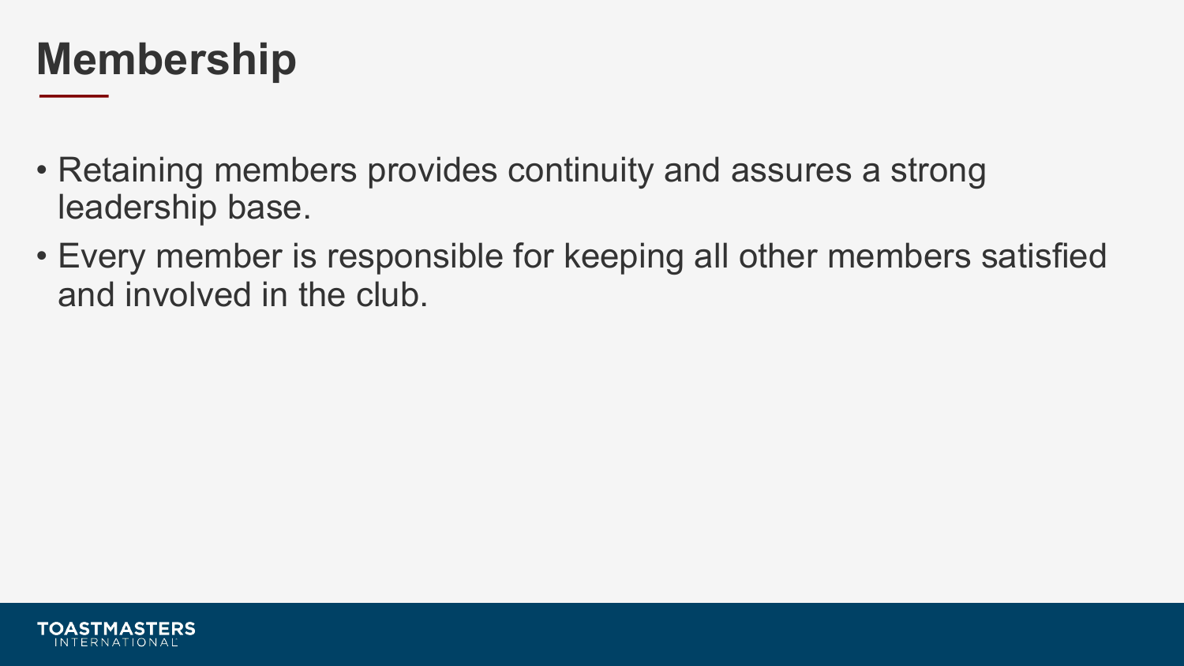# Membership

- Retaining members provides continuity and assures a strong leadership base.
- Every member is responsible for keeping all other members satisfied and involved in the club.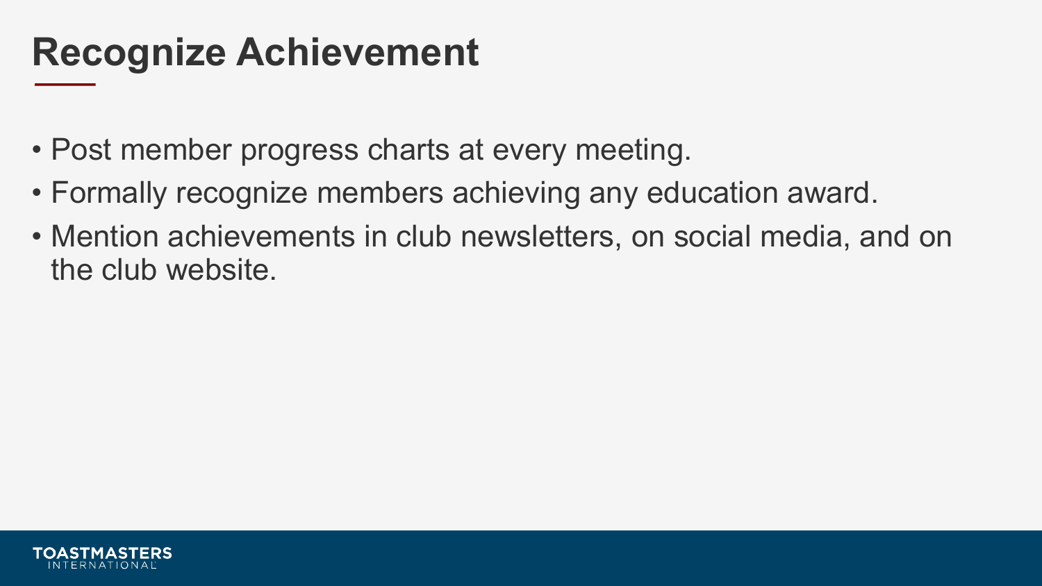# Recognize Achievement

- Post member progress charts at every meeting.
- Formally recognize members achieving any education award.
- Mention achievements in club newsletters, on social media, and on the club website.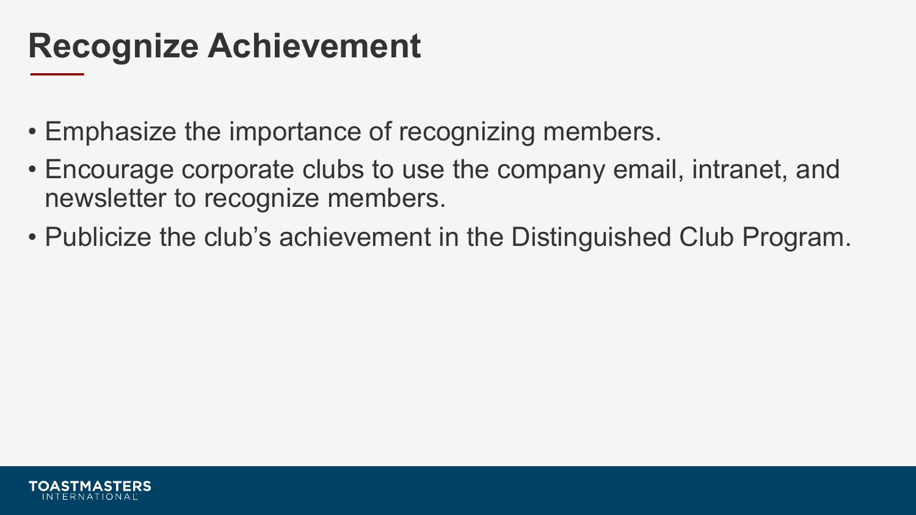# Recognize Achievement

- Emphasize the importance of recognizing members.
- Encourage corporate clubs to use the company email, intranet, and newsletter to recognize members.
- Publicize the club's achievement in the Distinguished Club Program.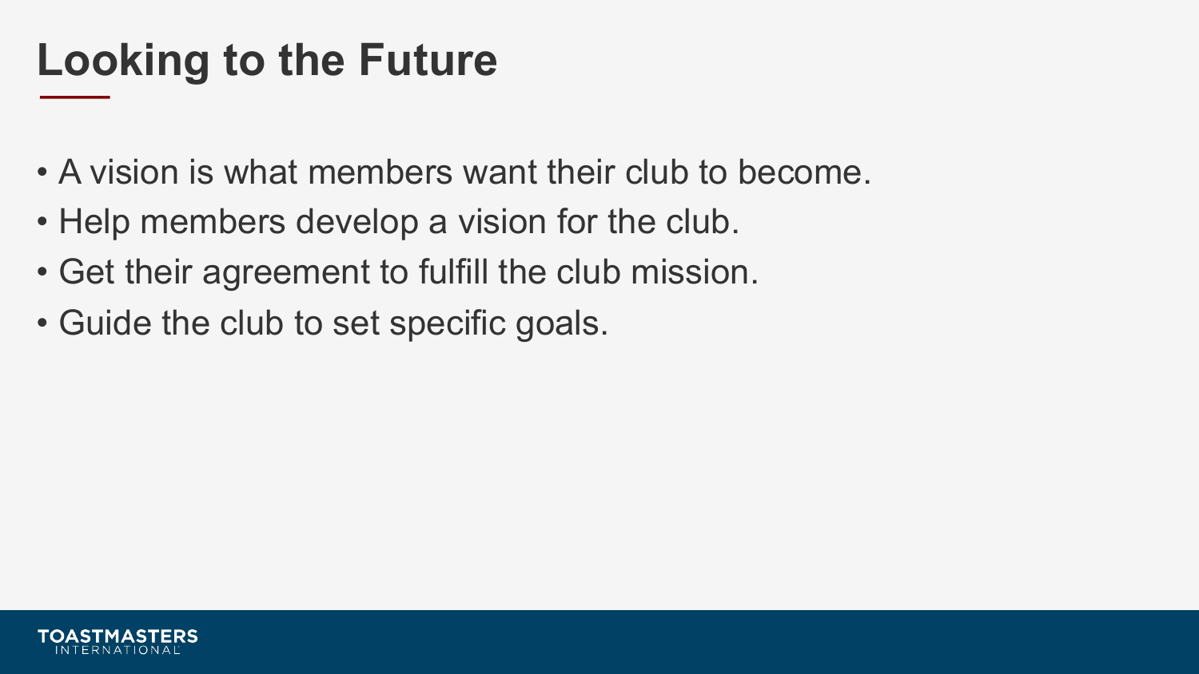# Looking to the Future

- A vision is what members want their club to become.
- Help members develop a vision for the club.
- Get their agreement to fulfill the club mission.
- Guide the club to set specific goals.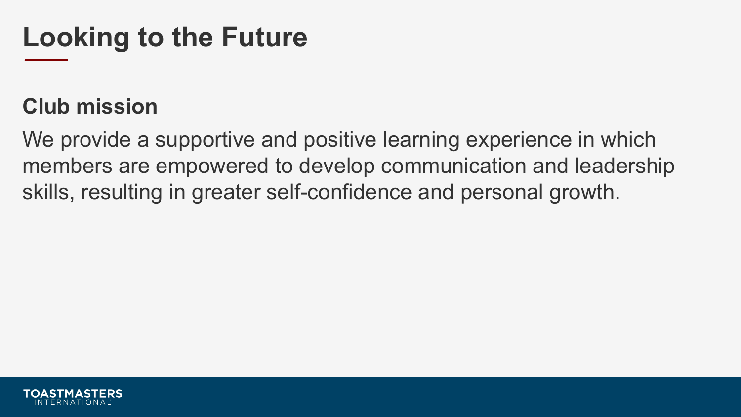# Looking to the Future

**Club mission**

We provide a supportive and positive learning experience in which members are empowered to develop communication and leadership skills, resulting in greater self-confidence and personal growth.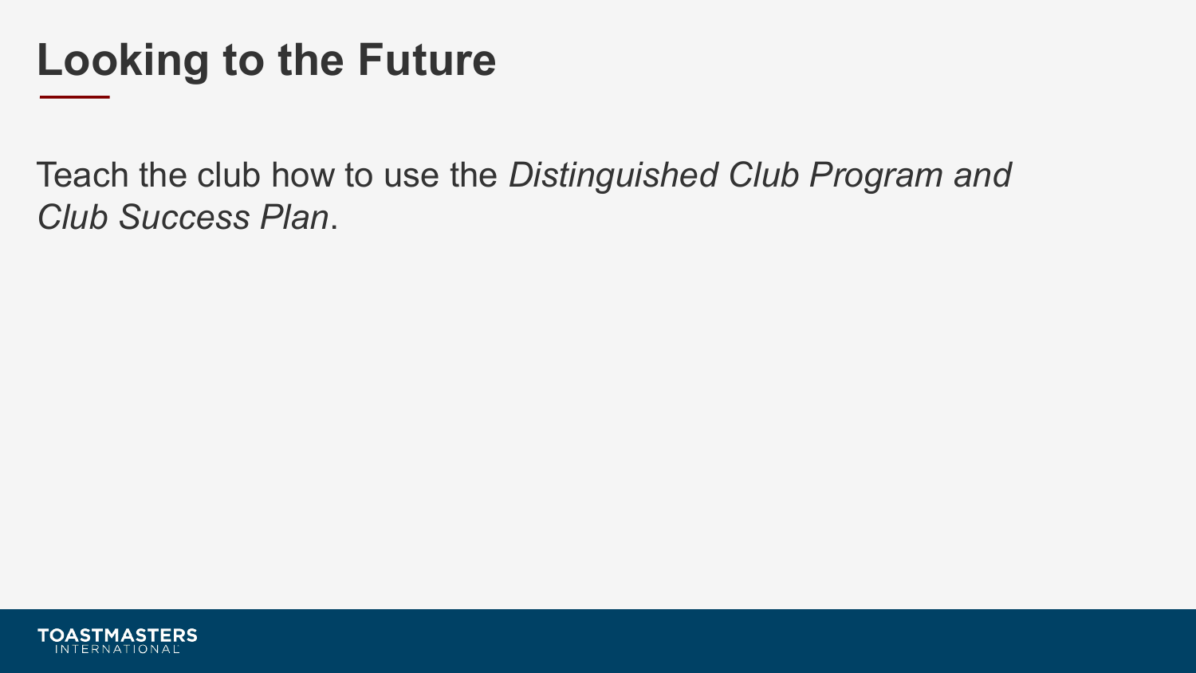# Looking to the Future

Teach the club how to use the *Distinguished Club Program and Club Success Plan*.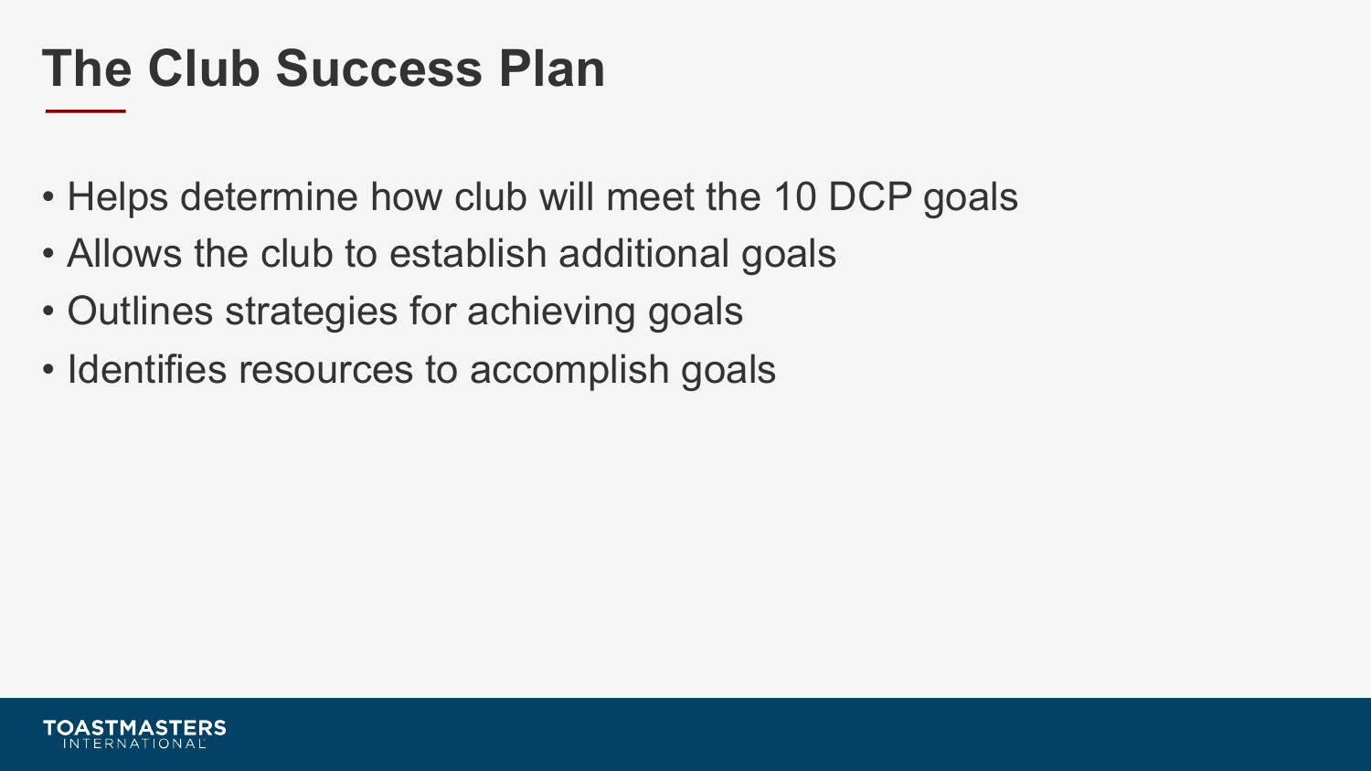# The Club Success Plan

- Helps determine how club will meet the 10 DCP goals
- Allows the club to establish additional goals
- Outlines strategies for achieving goals
- Identifies resources to accomplish goals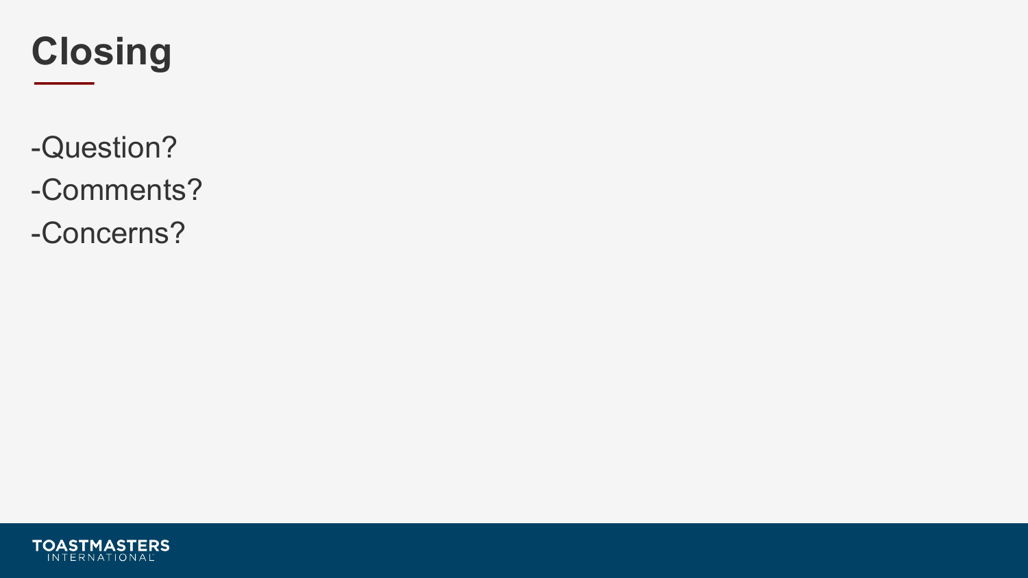# Closing

-Question?

-Comments?

-Concerns?